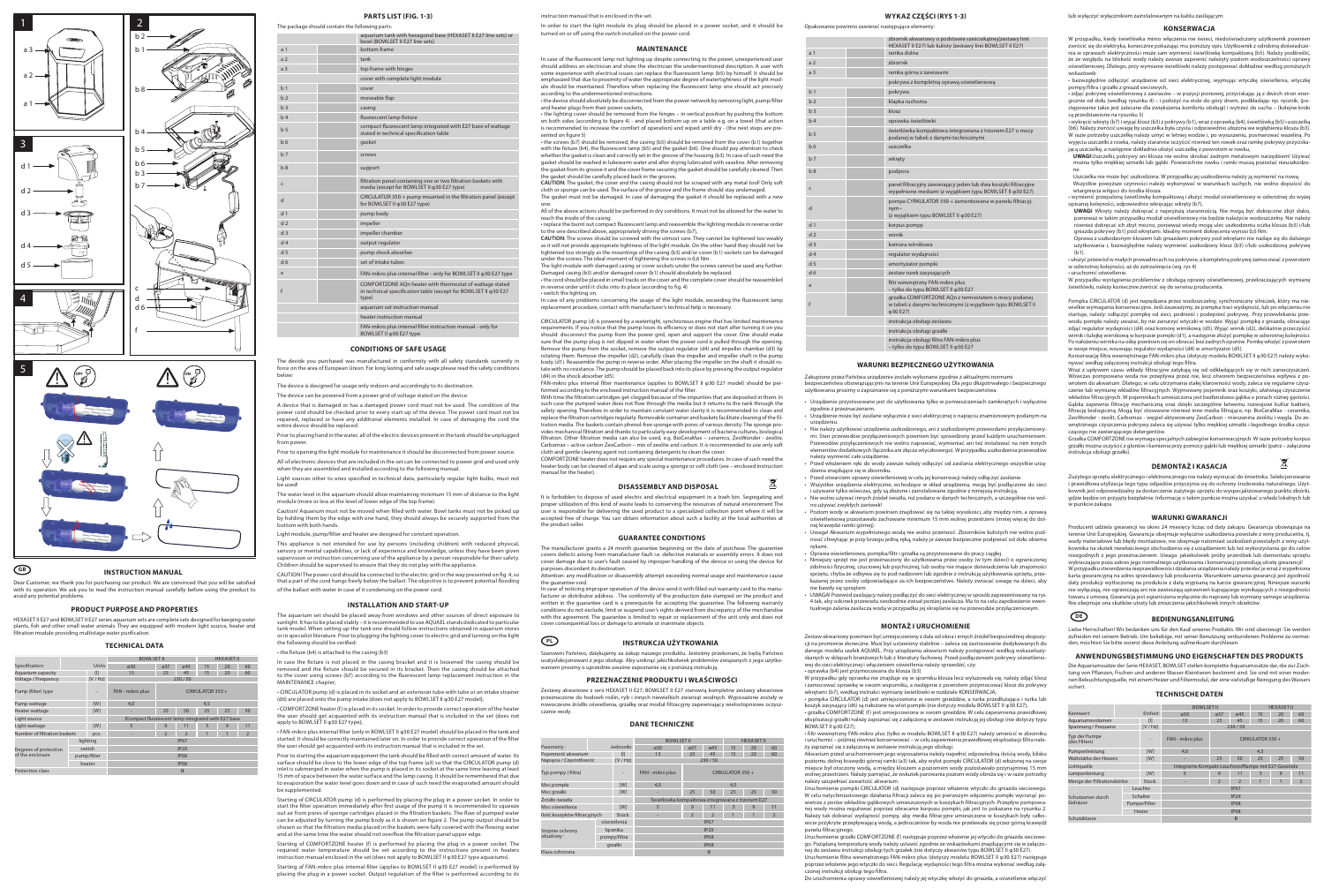## GB INSTRUCTION MANUAL

Dear Customer, we thank you for purchasing our product. We are convinced that you will be satisfied with its operation. We ask you to read the instruction manual carefully before using the product to avoid any potential problems.

### PRODUCT PURPOSE AND PROPERTIES

HEXASET II E27 and BOWLSET II E27 series aquarium sets are complete sets designed for keeping water plants, fish and other small water animals. They are equipped with modern light source, heater and filtration module providing multistage water purification.

### TECHNICAL DATA

| Specification | | Units | BOWLSET II | | | HEXASET II | | |
|---|---|---|---|---|---|---|---|---|
| | | | ø30 | ø37 | ø45 | 15 | 20 | 60 |
| Aquarium capacity | | [l] | 13 | 25 | 45 | 15 | 20 | 60 |
| Voltage / Frequency | | [V / Hz] | 230 / 50 | | | | | |
| Pump (filter) type | | - | FAN - mikro plus | CIRCULATOR 350 + | | | | |
| Pump wattage | | [W] | 4,0 | 4,5 | | | | |
| Heater wattage | | [W] | - | 25 | 50 | 25 | 25 | 50 |
| Light source | | | Compact fluorescent lamp integrated with E27 base | | | | | |
| Light wattage | | [W] | 5 | 9 | 11 | 5 | 9 | 11 |
| Number of filtration baskets | | pcs. | - | 2 | 2 | 1 | 1 | 2 |
| Degrees of protection of the enclosure | lighting | | IP67 | | | | | |
| | switch | | IP2X | | | | | |
| | pump/filter | | IP68 | | | | | |
| | heater | | IP68 | | | | | |
| Protection class | | | II | | | | | |

### PARTS LIST (FIG. 1-3)

The package should contain the following parts:

| | |
|---|---|
| | aquarium tank with hexagonal base (HEXASET II E27 line sets) or bowl (BOWLSET II E27 line sets) |
| a 1 | bottom frame |
| a 2 | tank |
| a 3 | top frame with hinges |
| | cover with complete light module |
| b 1 | cover |
| b 2 | moveable flap |
| b 3 | casing |
| b 4 | fluorescent lamp fixture |
| b 5 | compact fluorescent lamp integrated with E27 base of wattage stated in technical specification table |
| b 6 | gasket |
| b 7 | screws |
| b 8 | support |
| c | filtration panel containing one or two filtration baskets with media (except for BOWLSET II ø30 E27 type) |
| d | CIRCULATOR 350 + pump mounted in the filtration panel (except for BOWLSET II ø30 E27 type) |
| d 1 | pump body |
| d 2 | impeller |
| d 3 | impeller chamber |
| d 4 | output regulator |
| d 5 | pump shock absorber |
| d 6 | set of intake tubes |
| e | FAN-mikro plus internal filter - only for BOWLSET II ø30 E27 type |
| f | COMFORTZONE AQn heater with thermostat of wattage stated in technical specification table (except for BOWLSET II ø30 E27 type) |
| | aquarium set instruction manual |
| | heater instruction manual |
| | FAN-mikro plus internal filter instruction manual - only for BOWLSET II ø30 E27 type |

### CONDITIONS OF SAFE USAGE

The device you purchased was manufactured in conformity with all safety standards currently in force on the area of European Union. For long lasting and safe usage please read the safety conditions below:

The device is designed for usage only indoors and accordingly to its destination.

The device can be powered from a power grid of voltage stated on the device.

A device that is damaged or has a damaged power cord must not be used. The condition of the power cord should be checked prior to every start-up of the device. The power cord must not be repaired, replaced or have any additional elements installed. In case of damaging the cord the entire device should be replaced.

Prior to placing hand in the water, all of the electric devices present in the tank should be unplugged from power.

Prior to opening the light module for maintenance it should be disconnected from power source.

All of electronic devices that are included in the set can be connected to power grid and used only when they are assembled and installed according to the following manual.

Light sources other to ones specified in technical data, particularly regular light bulbs, must not be used!

The water level in the aquarium should allow maintaining minimum 15 mm of distance to the light module (more or less at the level of lower edge of the top frame).

Caution! Aquarium must not be moved when filled with water. Bowl tanks must not be picked up by holding them by the edge with one hand, they should always be securely supported from the bottom with both hands.

Light module, pump/filter and heater are designed for constant operation.

This appliance is not intended for use by persons (including children) with reduced physical, sensory or mental capabilities, or lack of experience and knowledge, unless they have been given supervision or instruction concerning use of the appliance by a person responsible for their safety. Children should be supervised to ensure that they do not play with the appliance.

CAUTION! The power cord should be connected to the electric grid in the way presented on fig. 4, so that a part of the cord hangs freely below the ballast. The objective is to prevent potential flooding of the ballast with water in case of it condensing on the power cord.

### INSTALLATION AND START-UP

The aquarium set should be placed away from windows and other sources of direct exposure to sunlight. It has to be placed stably – it is recommended to use AQUAEL stands dedicated to particular tank model. When setting up the tank one should follow instructions obtained in aquarium stores or in specialist literature. Prior to plugging the lighting cover to electric grid and turning on the light the following should be verified:

• the fixture (b4) is attached to the casing (b3)

In case the fixture is not placed in the casing bracket and it is loosened the casing should be removed and the fixture should be secured in its bracket. Then the casing should be attached to the cover using screws (b7) according to the fluorescent lamp replacement instruction in the MAINTENANCE chapter;

• CIRCULATOR pump (d) is placed in its socket and an extension tube with tube or an intake strainer (d6) are placed onto the pump intake (does not apply to BOWLSET II ø30 E27 model);

• COMFORTZONE heater (f) is placed in its socket. In order to provide correct operation of the heater the user should get acquainted with its instruction manual that is included in the set (does not apply to BOWLSET II ø30 E27 type);

• FAN-mikro plus internal filter (only in BOWLSET II ø30 E27 model) should be placed in the tank and started. In order to provide correct operation of the filter the user should get acquainted with its instruction manual that is included in the set.

Prior to starting the aquarium equipment the tank should be filled with correct amount of water. Its surface should be close to the lower edge of the top frame (a3) so that the CIRCULATOR pump (d) inlet is submerged in water when the pump is placed in its socket at the same time leaving at least 15 mm of space between the water surface and the lamp casing. It should be remembered that due to evaporation the water level goes down and in case of such need the evaporated amount should be supplemented.

Starting of CIRCULATOR pump (d) is performed by placing the plug in a power socket. In order to start the filter operation immediately after first usage of the pump it is recommended to squeeze out air from pores of sponge cartridges placed in the filtration baskets. The flow of pumped water can be adjusted by turning the pump body as it is shown on figure 2. The pump output should be chosen so that the filtration media placed in the baskets were fully covered with flowing water and at the same time the water should not overflow the filtration panel upper edge.

Starting of COMFORTZONE heater (f) is performed by placing plug in a power socket. The required water temperature should be set according to the instructions present in heaters instruction manual enclosed in the set (does not apply to BOWLSET II ø30 E27 type aquariums).

Starting of FAN-mikro plus internal filter (applies to BOWLSET II ø30 E27 model) is performed by placing the plug in a power socket. Output regulation of the filter is performed according to its instruction manual that is enclosed in the set.

In order to start the light module its plug should be placed in a power socket, and it should be turned on or off using the switch installed on the power cord.

### MAINTENANCE

In case of the fluorescent lamp not lighting up despite connecting to the power, unexperienced user should address an electrician and show the electrician the undermentioned description. A user with some experience with electrical issues can replace the fluorescent lamp (b5) by himself. It should be emphasized that due to proximity of water the appropriate degree of watertightness of the light module should be maintained. Therefore when replacing the fluorescent lamp one should act precisely according to the undermentioned instructions.

• the device should absolutely be disconnected from the power network by removing light, pump/filter and heater plugs from their power sockets,

• the lighting cover should be removed from the hinges – in vertical position by pushing the bottom on both sides (according to figure 4) – and placed bottom up on a table e.g. on a towel (that action is recommended to increase the comfort of operation) and wiped until dry - (the next steps are presented on figure 5)

• the screws (b7) should be removed, the casing (b3) should be removed from the cover (b1) together with the fixture (b4), the fluorescent lamp (b5) and the gasket (b6). One should pay attention to check whether the gasket is clean and correctly set in the groove of the housing (b3). In case of such need the gasket should be washed in lukewarm water and after drying lubricated with vaseline. After removing the gasket from its groove it and the cover frame securing the gasket should be carefully cleaned. Then the gasket should be carefully placed back in the groove,

CAUTION: The gasket, the cover and the casing should not be scraped with any metal tool! Only soft cloth or sponge can be used. The surface of the groove and the frame should stay undamaged.

The gasket must not be damaged. In case of damaging the gasket it should be replaced with a new one.

All of the above actions should be performed in dry conditions. It must not be allowed for the water to reach the inside of the casing.

• replace the burnt out compact fluorescent lamp and reassemble the lighting module in reverse order to the one described above, appropriately driving the screws (b7),

CAUTION: The screws should be screwed with the utmost care. They cannot be tightened too weakly as it will not provide appropriate tightness of the light module. On the other hand they should not be tightened too strongly as the mountings of the casing (b3) and/or cover (b1) sockets can be damaged under the screws. The ideal moment of tightening the screws is 0,6 Nm.

The light module with damaged casing or cover sockets under the screws cannot be used any further. Damaged casing (b3) and/or damaged cover (b1) should absolutely be replaced.

• the cord should be placed in small racks on the cover and the complete cover should be reassembled in reverse order until it clicks into its place (according to fig. 4)

• switch the lighting on.

In case of any problems concerning the usage of the light module, exceeding the fluorescent lamp replacement procedure, contact with manufacturer's technical help is necessary.

CIRCULATOR pump (d) is powered by a watertight, synchronous engine that has limited maintenance requirements. If you notice that the pump loses its efficiency or does not start after turning it on you should disconnect the pump from the power grid, open and support the cover. One should make sure that the pump plug is not dipped in water when the power cord is pulled through the opening. Remove the pump from the socket, remove the output regulator (d4) and impeller chamber (d3) by rotating them. Remove the impeller (d2), carefully clean the impeller and impeller shaft in the pump body (d1). Reassemble the pump in reverse order. After placing the impeller on the shaft it should rotate with no resistance. The pump should be placed back into its place by pressing the output regulator (d4) in the shock absorber (d5).

FAN-mikro plus internal filter maintenance (applies to BOWLSET II ø30 E27 model) should be performed according to the enclosed instruction manual of the filter.

With time the filtration cartridges get clogged because of the impurities that are deposited in them. In such case the pumped water does not flow through the media but it returns to the tank through the safety opening. Therefore in order to maintain constant water clarity it is recommended to clean and replace the filtration cartridges regularly. Removable container and baskets facilitate cleaning of the filtration media. The baskets contain phenol-free sponge with pores of various density. The sponge provides mechanical filtration and thanks to particularly easy development of bacteria cultures, biological filtration. Other filtration media can also be used, e.g. BioCeraMax – ceramics, ZeoWonder - zeolite, Carbomax – active carbon ZeoCarbon – mix of zeolite and carbon. It is recommended to use only soft cloth and gentle cleaning agent not containing detergents to clean the cover.

COMFORTZONE heater does not require any special maintenance procedures. In case of such need the heater body can be cleaned of algae and scale using a sponge or soft cloth (see – enclosed instruction manual for the heater).

### DISASSEMBLY AND DISPOSAL

It is forbidden to dispose of used electric and electrical equipment in a trash bin. Segregating and proper utilization of this kind of waste leads to conserving the resources of natural environment The user is responsible for delivering the used product to a specialized collection point where it will be accepted free of charge. You can obtain information about such a facility at the local authorities at the product seller.

### GUARANTEE CONDITIONS

The manufacturer grants a 24 month guarantee beginning on the date of purchase. The guarantee covers defects arising from manufacturer fault i.e. defective materials or assembly errors. It does not cover damage due to user's fault caused by improper handling of the device or using the device for purposes discordant its destination.

Attention: any modification or disassembly attempt exceeding normal usage and maintenance cause the guarantee void.

In case of noticing improper operation of the device send it with filled out warranty card to the manufacturer or distributor address. . The conformity of the production date stamped on the product and written in the guarantee card is a prerequisite for accepting the guarantee. The following warranty conditions do not exclude, limit or suspend user's rights derived from discrepancy of the merchandise with the agreement. The guarantee is limited to repair or replacement of the unit only and does not cover consequential loss or damage to animate or inanimate objects.

## PL INSTRUKCJA UŻYTKOWANIA

Szanowni Państwo, dziękujemy za zakup naszego produktu. Jesteśmy przekonani, że będą Państwo usatysfakcjonowani z jego obsługi. Aby uniknąć jakichkolwiek problemów związanych z jego użytkowaniem prosimy o uprzednie uważne zapoznanie się z poniższą instrukcją.

### PRZEZNACZENIE PRODUKTU I WŁAŚCIWOŚCI

Zestawy akwariowe z serii HEXASET II E27, BOWLSET II E27 stanowią kompletne zestawy akwariowe przeznaczone do hodowli roślin, ryb i innych niewielkich zwierząt wodnych. Wyposażone zostały w nowoczesne źródło oświetlenia, grzałkę oraz moduł filtracyjny zapewniający wielostopniowe oczyszczanie wody.

### DANE TECHNICZNE

| Parametry | | Jednostki | BOWLSET II | | | HEXASET II | | |
|---|---|---|---|---|---|---|---|---|
| | | | ø30 | ø37 | ø45 | 15 | 20 | 60 |
| Pojemność akwarium | | [l] | 13 | 25 | 45 | 15 | 20 | 60 |
| Napięcie / Częstotliwość | | [V / Hz] | 230 / 50 | | | | | |
| Typ pompy / filtra | | - | FAN - mikro plus | CIRCULATOR 350 + | | | | |
| Moc pompki | | [W] | 4,0 | 4,5 | | | | |
| Moc grzałki | | [W] | - | 25 | 50 | 25 | 25 | 50 |
| Źródło światła | | | Świetlówka kompaktowa integrowana z trzonem E27 | | | | | |
| Moc oświetlenia | | [W] | 5 | 9 | 11 | 5 | 9 | 11 |
| Ilość koszyków filtracyjnych | | Sztuk | - | 2 | 2 | 1 | 1 | 2 |
| Stopień ochrony obudowy | oświetlenia | | IP67 | | | | | |
| | łącznika | | IP2X | | | | | |
| | pompy/filtra | | IP68 | | | | | |
| | grzałki | | IP68 | | | | | |
| Klasa ochronna | | | II | | | | | |

### WYKAZ CZĘŚCI (RYS 1-3)

Opakowanie powinno zawierać następujące elementy:

| | |
|---|---|
| | zbiornik akwariowy o podstawie sześciokątnej(zestawy linii HEXASET II E27) lub kulisty (zestawy linii BOWLSET II E27) |
| a 1 | ramka dolna |
| a 2 | zbiornik |
| a 3 | ramka górna z zawiasami |
| | pokrywa z kompletną oprawą oświetleniową |
| b 1 | pokrywa |
| b 2 | klapka ruchoma |
| b 3 | klosz |
| b 4 | oprawka świetlówki |
| b 5 | świetlówka kompaktowa integrowana z trzonem E27 o mocy podanej w tabeli z danymi technicznymi |
| b 6 | uszczelka |
| b 7 | wkręty |
| b 8 | podpora |
| c | panel filtracyjny zawierający jeden lub dwa koszyki filtracyjne wypełnione mediami (z wyjątkiem typu BOWLSET II ø30 E27) |
| d | pompa CYRKULATOR 350 + zamontowana w panelu filtracyjnym (z wyjątkiem typu BOWLSET II ø30 E27) |
| d 1 | korpus pompy |
| d 2 | wirnik |
| d 3 | komora wirnikowa |
| d 4 | regulator wydajności |
| d 5 | amortyzator pompki |
| d 6 | zestaw rurek zasysających |
| e | filtr wewnętrzny FAN-mikro plus – tylko do typu BOWLSET II ø30 E27 |
| f | grzałka COMFORTZONE AQn z termostatem o mocy podanej w tabeli z danymi technicznymi (z wyjątkiem typu BOWLSET II ø30 E27) |
| | instrukcja obsługi zestawu |
| | instrukcja obsługi grzałki |
| | instrukcja obsługi filtra FAN-mikro plus – tylko do typu BOWLSET II ø30 E27 |

### WARUNKI BEZPIECZNEGO UŻYTKOWANIA

Zakupione przez Państwa urządzenie zostało wykonane zgodnie z aktualnymi normami bezpieczeństwa obowiązującymi na terenie Unii Europejskiej. Dla jego długotrwałego i bezpiecznego użytkowania prosimy o zapoznanie się z poniższymi warunkami bezpieczeństwa:

• Urządzenie przeznaczone jest do użytkowania tylko w pomieszczeniach zamkniętych i wyłącznie zgodnie z przeznaczeniem.
• Urządzenie może być zasilane wyłącznie z sieci elektrycznej o napięciu znamionowym podanym na urządzeniu.
• Nie należy użytkować urządzenia uszkodzonego, ani z uszkodzonym przewodem przyłączeniowym. Stan przewodów przyłączeniowych powinien być sprawdzony przed każdym uruchomieniem. Przewodów przyłączeniowych nie można naprawiać, wymieniać ani też instalować na nim innych elementów dodatkowych (łącznika are złącza wtyczkowego). W przypadku uszkodzenia przewodu należy wymienić całe urządzenie.
• Przed włożeniem ręki do wody zawsze należy odłączyć od zasilania elektrycznego wszystkie urządzenia znajdujące się w zbiorniku.
• Przed otwarciem oprawy oświetleniowej w celu jej konserwacji należy odłączyć zasilanie.
• Wszystkie urządzenia elektryczne, wchodzące w skład urządzenia, mogą być podłączone do sieci i używane tylko wówczas, gdy są złożone i zainstalowane zgodnie z niniejszą instrukcją.
• Nie wolno używać innych źródeł światła, niż podano w danych technicznych, a szczególnie nie wolno używać zwykłych żarówek!
• Poziom wody w akwarium powinien znajdować się na takiej wysokości, aby między nim, a oprawą oświetleniową pozostawało zachowane minimum 15 mm wolnej przestrzeni (mniej więcej do dolnej krawędzi ramki górnej).
• Uwaga! Akwarium wypełnionego wodą nie wolno przenosić. Zbiorników kulistych nie wolno podnosić chwytając je przy brzegu jedną ręką, należy je zawsze bezpiecznie podpierać od dołu obiema rękami.
• Oprawa oświetleniowa, pompka/filtr i grzałka są przystosowane do pracy ciągłej.
• Niniejszy sprzęt nie jest przeznaczony do użytkowania przez osoby (w tym dzieci) o ograniczonej zdolności fizycznej, czuciowej lub psychicznej, lub osoby nie mające doświadczenia lub znajomości sprzętu, chyba że odbywa się to pod nadzorem lub zgodnie z instrukcją użytkowania sprzętu, przekazaną przez osoby odpowiadające za ich bezpieczeństwo. Należy zwracać uwagę na dzieci, aby nie bawiły się sprzętem.
• UWAGA! Przewód zasilający należy podłączyć do sieci w sposób zaprezentowany na rys. 4 tak, aby odcinek przewodu swobodnie zwisał poniżej zasilacza. Ma to na celu zapobieżenie ewentualnego zalania zasilacza wodą w przypadku jej skraplania się na przewodzie przyłączeniowym.

### MONTAŻ I URUCHOMIENIE

Zestaw akwariowy powinien być umieszczony z dala od okna i innych źródeł bezpośredniej ekspozycji na promienie słoneczne. Musi być ustawiony stabilnie – zaleca się zastosowanie dedykowanych do danego modelu szafek AQUAEL. Przy urządzaniu akwarium należy postępować według wskazówek uzyskanych w sklepach branżowych lub z literatury fachowej. Przed podłączeniem pokrywy oświetleniowej do sieci elektrycznej i włączeniem oświetlenia należy sprawdzić, czy:

• oprawka (b4) jest przymocowana do klosza (b3)

W przypadku gdy oprawka nie znajduje się w uporniku klosza lecz wyluzowała się, należy zdjąć klosz i zamocować oprawkę w swoim uporniku, a następnie z powrotem przymocować klosz do pokrywy wkrętami (b7), według instrukcji wymiany świetlówki w rozdziale KONSERWACJA;

• pompka CIRCULATOR (d) jest umieszczona w swoim gnieździe, a rurka przedłużająca z rurka lub koszyk zasysający (d6) są nałożone na wlot pompki (nie dotyczy modelu BOWLSET II ø30 E27);

• grzałka COMFORTZONE (f) jest umieszczona w swoim gnieździe. W celu zapewnienia prawidłowej eksploatacji grzałki należy zapoznać się z załączoną w zestawie instrukcją jej obsługi (nie dotyczy typu BOWLSET II ø30 E27);

• filtr wewnętrzny FAN-mikro plus (tylko w modelu BOWLSET II ø30 E27) należy umieścić w zbiorniku i uruchomić – w celu zapewnienia prawidłowej eksploatacji filtra należy zapoznać się z załączoną w zestawie instrukcją jego obsługi.

Akwarium przed uruchomieniem jego wyposażenia należy napełnić odpowiednią ilością wody, której poziom powinien być blisko dolnej krawędzi górnej ramki (a3) tak, aby wlot pompki CIRCULATOR (d) włożonej na swoje miejsce był zanurzony w wodzie, a między kloszem a poziomem wody pozostawało minimum 15 mm wolnej przestrzeni. Należy pamiętać, że wskutek parowania poziom wody obniża się i w razie potrzeby należy uzupełniać zawartość akwarium.

Uruchomienie pompki CIRCULATOR (d) następuje poprzez włożenie wtyczki do gniazda sieciowego. W celu natychmiastowego działania filtracji zaleca się po pierwszym włączeniu pompki wycisnąć powietrze z porów wkładów gąbkowych umieszczonych w koszykach filtracyjnych. Przepływ pompowanej wody można regulować poprzez obracanie korpusu pompki, jak jest to pokazane na rysunku 2. Należy tak dobierać wydajność pompy, aby media filtracyjne umieszczone w koszykach były całkowicie przykryte przepływającą wodą, a jednocześnie by woda nie przelewała się przez górną krawędź panelu filtracyjnego.

Uruchomienie grzałki COMFORTZONE (f) następuje poprzez włożenie jej wtyczki do gniazda sieciowego. Pożądaną temperaturę wody należy ustawić zgodnie ze wskazówkami znajdującymi się w załączonej do zestawu instrukcji obsługi tych grzałek (nie dotyczy akwariów typu BOWLSET II ø30 E27).

Uruchomienie filtra wewnętrznego FAN-mikro plus (dotyczy modelu BOWLSET II ø30 E27) następuje poprzez włożenie jego wtyczki do sieci. Regulację wydajności tego filtra można wykonać według załączonej instrukcji obsługi tego filtra.

Do uruchomienia oprawy oświetleniowej należy jej wtyczkę włożyć do gniazda, a oświetlenie włączyć lub wyłączyć wyłącznikiem zainstalowanym na kablu zasilającym.

### KONSERWACJA

W przypadku, kiedy świetlówka mimo włączenia nie świeci, niedoświadczony użytkownik powinien zwrócić się do elektryka, kontrolnie pokazując mu poniższy opis. Użytkownik z ogólnymi doświadczeniami w sprawach elektrycznych może sam wymienić świetlówkę kompaktową (b5). Należy podkreślić, że ze względu na bliskość wody zawsze zapewnić odpowiedni stopień wodoszczelności oprawy oświetleniowej. Dlatego, przy wymianie świetlówki należy postępować dokładnie według poniższych wskazówek:

• bezwzględnie odłączyć urządzenie od sieci elektrycznej, wyjmując wtyczkę świetlówki, wtyczkę pompy/filtra i grzałki z gniazd sieciowych,
• zdjąć pokrywę oświetleniową z zawiasów – w pozycji pionowej, przyciskając ja z dwóch stron energicznie od dołu (według rysunku 4) – i położyć na stole do góry dnem, podkładając np. ręcznik, (postępowanie takie jest zalecane dla zwiększenia komfortu obsługi) i wytrzeć do sucha – (kolejne kroki są przedstawione na rysunku 5)
• wykręcić wkręty (b7) i zdjąć klosz (b3) z pokrywy (b1), wraz z oprawką (b4), świetlówką (b5) i uszczelką (b6). Należy zwrócić uwagę by uszczelka była czysta i odpowiednio ułożona we wgłębieniu klosza (b3). W razie potrzeby uszczelkę należy umyć w letniej wodzie i, po wysuszeniu, posmarować wazeliną. Po wyjęciu uszczelki z rowka, należy starannie oczyścić ten rowek oraz ramkę pokrywy przyciskającą uszczelkę, a następnie dokładnie ułożyć uszczelkę z powrotem w rowku,

UWAGA! Uszczelki, pokrywy ani klosza nie wolno skrobać żadnym metalowym narzędziem! Używać można tylko miękkiej szmatki lub gąbki. Powierzchnie rowku i ramki muszą pozostać nieuszkodzone.

Uszczelka nie może być uszkodzona. W przypadku jej uszkodzenia należy ją wymienić na nową.

Wszystkie powyższe czynności należy wykonywać w warunkach suchych, nie wolno dopuścić do wtargnięcia wilgoci do środka klosza.

• wymienić przepaloną świetlówkę kompaktową i złożyć moduł oświetleniowy w odwrotnej do wyżej opisanej kolejności, odpowiednio wkręcając wkręty (b7),

UWAGA! Wkręty należy dokręcać z najwyższą starannością. Nie mogą być dokręcone zbyt słabo, ponieważ w takim przypadku moduł oświetleniowy nie będzie należycie wodoszczelny. Nie należy również dokręcać ich zbyt mocno, ponieważ wkręty mogą ulec uszkodzeniu oczka klosza (b3) i/lub gniazda pokrywy (b1) pod wkrętami. Idealny moment dokręcenia wynosi 0,6 Nm.

Oprawa z uszkodzonym kloszem lub gniazdami pokrywy pod wkrętami nie nadaje się do dalszego użytkowania i, bezwzględnie należy wymienić uszkodzony klosz (b3) i/lub uszkodzoną pokrywę (b1).

• ułożyć przewód w małych prowadnicach na pokrywie, a kompletną pokrywę zamocować z powrotem w odwrotnej kolejności, aż do zatrzaśnięcia (wg. rys 4)
• uruchomić oświetlenie.

W przypadku wystąpienia problemów z obsługą oprawy oświetleniowej, przekraczających wymianę świetlówki, należy koniecznie zwrócić się do serwisu producenta.

Pompka CIRCULATOR (d) jest napędzana przez wodoszczelny, synchroniczny silniczek, który ma niewielkie wymagania konserwacyjne. Jeśli zauważymy, że pompka traci wydajność, lub po włączeniu nie startuje, należy: odłączyć pompkę od sieci, podnieść i podeprzeć pokrywę. Przy przewlekaniu przewodu pompki należy uważać, by nie zanurzyć wtyczki w wodzie. Wyjąć pompkę z gniazda, obracając zdjąć regulator wydajności (d4) oraz komorę wirnika (d3). Wyjąć wirnik (d2), delikatnie przeczyścić wirnik i tuleję wirnikową w korpusie pompki (d1), a następnie złożyć pompkę w odwrotnej kolejności. Po nałożeniu wirnika na oś powinien on obracać bez żadnych oporów. Pompkę włożyć z powrotem w swoje miejsce, wsuwając regulator wydajności (d4) w amortyzator (d5).

Konserwację filtra wewnętrznego FAN-mikro plus (dotyczy modelu BOWLSET II ø30 E27) należy wykonywać według załączonej instrukcji obsługi tego filtra.

Wraz z upływem czasu wkłady filtracyjne zatykają się od odkładających się w nich zanieczyszczeń. Wówczas pompowana woda nie przepływa przez nie, lecz otworem bezpieczeństwa wpływa z powrotem do akwarium. Dlatego, w celu utrzymania stałej klarowności wody, zaleca się regularne czyszczenie lub wymianę wkładów filtracyjnych. Wyjmowany pojemnik oraz koszyki, ułatwiają czyszczenie wkładów filtracyjnych. W pojemnikach umieszczona jest bezfenolowa gąbka o porach różnej gęstości. Gąbka zapewnia filtrację mechaniczną oraz dzięki szczególnie łatwemu rozwojowi kultur bakterii, filtrację biologiczną. Mogą być stosowane również inne media filtracyjne, np. BioCeraMax - ceramika, ZeoWonder - zeolit, Carbomax - węgiel aktywowany ZeoCarbon - mieszanina zeolitu i węgla. Do zewnętrznego czyszczenia pokrywy zaleca się używać tylko miękkiej szmatki i łagodnego środka czyszczącego nie zawierającego detergentów.

Grzałka COMFORTZONE nie wymaga specjalnych zabiegów konserwacyjnych. W razie potrzeby korpus grzałki można oczyścić z glonów i kamienia przy pomocy gąbki lub miękkiej szmatki (patrz – załączona instrukcja obsługi grzałki).

### DEMONTAŻ I KASACJA

Zużytego sprzętu elektrycznego i elektronicznego nie należy wyrzucać do śmietnika. Selekcjonowanie i prawidłowa utylizacja tego typu odpadów przyczynia się do ochrony środowiska naturalnego. Użytkownik jest odpowiedzialny za dostarczenie zużytego sprzętu do wyspecjalizowanego punktu zbiórki, gdzie będzie on przyjęty bezpłatnie. Informacje o takim punkcie można uzyskać u władz lokalnych lub w punkcie zakupu.

### WARUNKI GWARANCJI

Producent udziela gwarancji na okres 24 miesięcy licząc od daty zakupu. Gwarancja obowiązuje na terenie Unii Europejskiej. Gwarancja obejmuje wyłącznie uszkodzenia powstałe z winy producenta, tj. wady materiałowe lub błędy montażowe, nie obejmuje natomiast uszkodzeń powstałych z winy użytkownika na skutek niewłaściwego obchodzenia się z urządzeniem lub też wykorzystania go do celów niezgodnych z jego przeznaczeniem. Uwaga: jakiekolwiek próby przeróbek lub demontażu sprzętu wykraczające poza zakres jego normalnego użytkowania i konserwacji powodują utratę gwarancji! W przypadku stwierdzenia nieprawidłowości działania urządzenia należy przesłać je wraz z wypełnioną kartą gwarancyjną na adres sprzedawcy lub producenta. Warunkiem uznania gwarancji jest zgodność daty produkcji wytłoczonej na produkcie z datą wpisaną na karcie gwarancyjnej. Niniejsze warunki nie wyłączają, nie ograniczają ani nie zawieszają uprawnień kupującego wynikających z niezgodności towaru z umową. Gwarancja jest ograniczona wyłącznie do naprawy lub wymiany samego urządzenia. Nie obejmuje ona skutków utraty lub zniszczenia jakichkolwiek innych obiektów.

## DE BEDIENUNGSANLEITUNG

Liebe Herrschaften! Wir bedanken uns für den Kauf unseres Produkts. Wir sind überzeugt: Sie werden zufrieden mit seinem Betrieb. Um beliebige, mit seiner Benutzung verbundenen Probleme zu vermeiden, möchten Sie bitte vorerst diese Anleitung aufmerksam durchlesen.

### ANWENDUNGSBESTIMMUNG UND EIGENSCHAFTEN DES PRODUKTS

Die Aquariumsätze der Serie HEXASET, BOWLSET stellen komplette Aquariumsätze dar, die zur Zucht von Pflanzen, Fischen und anderen Wasser-Kleintieren bestimmt sind. Sie sind mit einer modernen Beleuchtungsquelle, mit einem Heizer und Filtermodul, der eine vielfältige Reinigung des Wassers sichert.

### TECHNISCHE DATEN

| Kennwert | | Einheit | BOWLSET II | | | HEXASET II | | |
|---|---|---|---|---|---|---|---|---|
| | | | ø30 | ø37 | ø45 | 15 | 20 | 60 |
| Aquariumsvolumen | | [l] | 13 | 25 | 45 | 15 | 20 | 60 |
| Spannung / Frequenz | | [V / Hz] | 230 / 50 | | | | | |
| Typ der Pumpe (des Filters) | | - | FAN - mikro plus | CIRKULATOR 350 + | | | | |
| Pumpenleistung | | [W] | 4,0 | 4,5 | | | | |
| Wattstärke des Heizers | | [W] | - | 25 | 50 | 25 | 25 | 50 |
| Leuchte | | | Integrierte Kompakt-Leuchtstofflampe mit E27-Gewinde | | | | | |
| Lampenleistung | | [W] | 5 | 9 | 11 | 5 | 9 | 11 |
| Menge der Filtrationskörbe | | Stück | - | 2 | 2 | 1 | 1 | 2 |
| Schutzarten durch Gehäuse | Leuchte | | IP67 | | | | | |
| | Schalter | | IP2X | | | | | |
| | Pumpe/Filter | | IP68 | | | | | |
| | Heizer | | IP68 | | | | | |
| Schutzklasse | | | II | | | | | |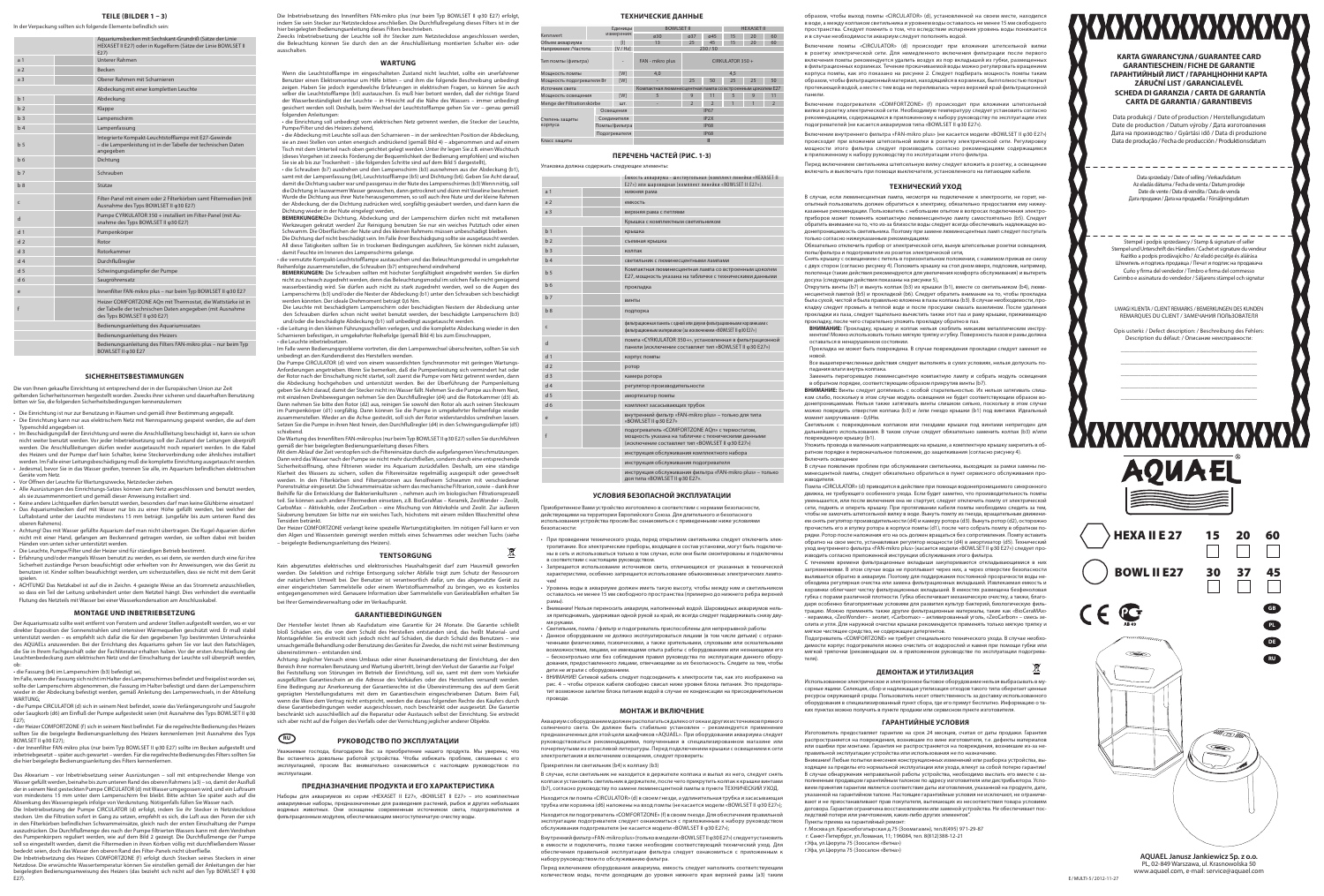## TEILE (BILDER 1 – 3)

In der Verpackung sollten sich folgende Elemente befinden sein:

| | |
|---|---|
| | Aquariumsbecken mit Sechskant-Grundriß (Satze der Linie HEXASET II E27) oder in Kugelform (Sätze der Linie BOWLSET II E27) |
| a 1 | Unterer Rahmen |
| a 2 | Becken |
| a 3 | Oberer Rahmen mit Scharnieren |
| | Abdeckung mit einer kompletten Leuchte |
| b 1 | Abdeckung |
| b 2 | Klappe |
| b 3 | Lampenschirm |
| b 4 | Lampenfassung |
| b 5 | Integrierte Kompakt-Leuchtstofflampe mit E27-Gewinde – die Lampenleistung ist in der Tabelle der technischen Daten angegeben |
| b 6 | Dichtung |
| b 7 | Schrauben |
| b 8 | Stütze |
| c | Filter-Panel mit einem oder 2 Filterkörben samt Filtermedien (mit Ausnahme des Typs BOWLSET II ϕ30 E27) |
| d | Pumpe CYRKULATOR 350 + installiert im Filter-Panel (mit Ausnahme des Typs BOWLSET II ϕ30 E27) |
| d 1 | Pumpenkörper |
| d 2 | Rotor |
| d 3 | Rotorkammer |
| d 4 | Durchflußregler |
| d 5 | Schwingungsdämpfer der Pumpe |
| d 6 | Saugrohrnsatz |
| e | Innenfilter FAN-mikro plus – nur beim Typ BOWLSET II ϕ30 E27 |
| f | Heizer COMFORTZONE AQn mit Thermostat, die Wattstärke ist in der Tabelle der technischen Daten angegeben (mit Ausnahme des Typs BOWLSET II ϕ30 E27) |
| | Bedienungsanleitung des Aquariumsatzes |
| | Bedienungsanleitung des Heizers |
| | Bedienungsanleitung des Filters FAN-mikro plus – nur beim Typ BOWLSET II ϕ30 E27 |

## SICHERHEITSBESTIMMUNGEN

Die von Ihnen gekaufte Einrichtung ist entsprechend der in der Europäischen Union zur Zeit geltenden Sicherheitsnormen hergestellt worden. Zwecks ihrer sicheren und dauerhaften Benutzung bitten wir Sie, die folgenden Sicherheitsbedingungen kennenzulernen:

- Die Einrichtung ist nur zur Benutzung in Räumen und gemäß ihrer Bestimmung angepaßt.
- Die Einrichtung kann nur aus elektrischem Netz mit Nennspannung gespeist werden, die auf dem Typenschild angegeben ist.
- Im Beschädigungsfall der Einrichtung und wenn die Anschlußleitung beschädigt ist, kann sie schon nicht weiter benutzt werden. Vor jeder Inbetriebsetzung soll der Zustand der Leitungen überprüft werden. Die Anschlußleitungen dürfen weder ausgetauscht noch repariert werden. In der Nähe des Heizers und der Pumpe darf kein Schalter, keine Steckverbindung oder ähnliches installiert werden. Im Falle einer Leitungsbeschädigung muß die komplette Einrichtung ausgetauscht werden.
- Jedesmal, bevor Sie in das Wasser greifen, trennen Sie alle, im Aquarium befindlichen elektrischen Geräte vom Netz.
- Vor Öffnen der Leuchte für Wartungszwecke, Netzstecker ziehen.
- Alle Ausrüstungen des Einrichtungs-Satzes können zum Netz angeschlossen und benutzt werden, als sie zusammenmontiert und gemäß dieser Anweisung installiert sind.
- Keine andere Lichtquellen dürfen benutzt werden, besonders darf man keine Glühbirne einsetzen!
- Das Aquariumbecken darf mit Wasser nur bis zu einer Höhe gefüllt werden, bei welcher der Luftabstand unter der Leuchte mindestens 15 mm beträgt. (ungefähr bis zum unteren Rand des oberen Rahmens).
- Achtung! Das mit Wasser gefüllte Aquarium darf man nicht übertragen. Die Kugel-Aquarien dürfen nicht mit einer Hand, gefangen am Beckenrand getragen werden, sie sollten dabei mit beiden Händen von unten sicher unterstützt werden.
- Die Leuchte, Pumpe/Filter und der Heizer sind für ständigen Betrieb bestimmt.
- Erfahrung und/oder mangels Wissen benutzt zu werden, es sei denn, sie werden durch eine für ihre Sicherheit zuständige Person beaufsichtigt oder erhielten von ihr Anweisungen, wie das Gerät zu benutzen ist. Kinder sollten beaufsichtigt werden, um sicherzustellen, dass sie nicht mit dem Gerät spielen.
- ACHTUNG! Das Netzkabel ist auf die in Zeichn. 4 gezeigte Weise an das Stromnetz anzuschließen, so dass ein Teil der Leitung unterhalb der Netzsteckdose unter dem Netzteil hängt. Dies verhindert die eventuelle Flutung des Netzteils mit Wasser bei einer Wasserkondensation am Anschlusskabel.

## MONTAGE UND INBETRIEBSETZUNG

Der Aquariumsatz sollte weit entfernt von Fenstern und anderer Stellen aufgestellt werden, wo er vor direkter Exposition der Sonnenstrahlen und intensiver Wärmequellen geschützt wird. Er muß stabil unterstützt werden – es empfiehlt sich dafür die für den gegebenen Typ bestimmten Unterschränke des AQUAELs anzuwenden. Bei der Einrichtung des Aquariums gehen Sie vor laut den Fachratschlägen, die Sie in Ihrem Fachgeschäft oder der Fachliteratur erhalten haben. Vor der ersten Anschließung der Leuchtenabdeckung zum elektrischen Netz und der Einschaltung der Leuchte soll überprüft werden, ob:

- die Fassung (b4) am Lampenschirm (b3) befestigt ist,

Im Falle, wenn die Fassung sich nicht im Halter des Lampenschirmes befindet und freigelöst worden ist, sollte der Lampenschirm abgenommen, die Fassung im Halter befestigt und dann der Lampenschirm wieder in der Abdeckung befestigt werden, gemäß Anleitung des Lampenwechsels, in der Abteilung WARTUNG;

- die Pumpe CIRCULATOR (d) sich in seinem Nest befindet, sowie das Verlängerungsrohr und Saugrohr oder Saugkorb (d6) am Einlauf der Pumpe aufgesteckt sind (mit Ausnahme des Typs BOWLSET II ϕ30 E27);
- der Heizer COMFORTZONE (f) sich in seinem Nest befindet. Für die regelrechte Bedienung des Heizers sollten Sie die beigelegte Bedienungsanleitung des Heizers kennenlernen (mit Ausnahme des Typs BOWLSET II ϕ30 E27);
- der Innenfilter FAN-mikro plus (nur beim Typ BOWLSET II ϕ30 E27) sollte im Becken aufgestellt und inbetriebgesetzt – später auch gewartet – werden. Für die regelrechte Bedienung des Filters sollten Sie die hier beigelegte Bedienungsanleitung des Filters kennenlernen.

Das Akwarium – vor Inbetriebsetzung seiner Ausrüstungen – soll mit dem entsprechender Menge von Wasser gefüllt werden, beinahe bis zum unteren Rand des oberen Rahmens (a3) – so, damit der Ausfluß der in seinem Nest gesteckten Pumpe CIRCULATOR (d) mit Wasser umgegossen wird, und ein Luftraum von mindestens 15 mm unter dem Lampenschirm frei bleibt. Bitte achten Sie später auch auf die Absenkung des Wasserspiegels infolge von Verdunstung. Notigenfalls füllen Sie Wasser nach.

Die Inbetriebsetzung der Pumpe CIRCULATOR (d) erfolgt, indem Sie ihr Stecker in Netzsteckdose stecken. Um die Filtration sofort in Gang zu setzen, empfiehlt es sich, die Luft aus den Poren der sich in den Filterkörben befindlichen Schwammmaterialien, durch das drehen der Körbe in der Pumpe auszudrücken. Die Durchflußmenge des nach der Pumpe filtrierten Wassers kann mit dem Verdrehen des Pumpenreglers reguliert werden, wie auf dem Bild 2 gezeigt. Die Durchflußmenge der Pumpe soll so eingestellt werden, damit die Filtermedien in ihren Körben völlig mit durchfließendem Wasser bedeckt sind, wobei doch das Wasser den oberen Rand des Filter-Panels nicht überfließe.

Die Inbetriebsetzung des Heizers COMFORTZONE (f) erfolgt durch Stecken seines Steckers in einer Netzdose. Die erwünschte Wassertemperatur können Sie einstellen gemäß der Anleitungen der hier beigelegten Bedienungsanweisung des Heizers (das bezieht sich nicht auf den Typ BOWLSET II ϕ30 E27).

Die Inbetriebsetzung des Innenfilters FAN-mikro plus (nur beim Typ BOWLSET II ϕ30 E27) erfolgt, indem Sie sein Stecker zur Netzsteckdose anschließen. Die Durchflußregelung dieses Filters ist in der hier beigelegten Bedienungsanleitung dieses Filters beschrieben.

Zwecks Inbetriebsetzung der Leuchte soll ihr Stecker zum Netzsteckdose angeschlossen werden, die Beleuchtung können Sie sich an der an der Anschlußleitung montierten Schalter ein- oder ausschalten.

## WARTUNG

Wenn die Leuchtstofflampe im eingeschalteten Zustand nicht leuchtet, sollte ein unerfahrener Benutzer einen Elektromonteur um Hilfe bitten – und ihm die folgende Beschreibung unbedingt zeigen. Haben Sie jedoch irgendwelche Erfahrungen in elektrischen Fragen, so können Sie auch selber die Leuchtstofflampe (b5) austauschen. Es muß hier betont werden, daß der richtige Stand der Wasserbeständigkeit der Leuchte – in Hinsicht auf die Nähe des Wassers – immer unbedingt gesichert werden soll. Deshalb, beim Wechsel der Leuchtstofflampe gehen Sie vor – genau gemäß folgenden Anleitungen:

- die Einrichtung soll unbedingt vom elektrischen Netz getrennt werden, der Stecker der Leuchte, Pumpe/Filter und des Heizers ziehend,
- die Abdeckung mit Leuchte soll aus den Scharnieren – in der senkrechten Position der Abdeckung, sie an zwei Stellen von unten energisch andrückend (gemäß Bild 4) – abgenommen und auf einem Tisch mit dem Unterteil nach oben gerichtet gelegt werden. Unter ihr legen Sie z.B. einen Wischtuch (dieses Vorgehen ist zwecks Förderung der Bequemlichkeit der Bedienung empfohlen) und wischen Sie sie ab bis zur Trockenheit – (die folgenden Schritte sind auf dem Bild 5 dargestellt),
- die Schrauben (b7) ausdrehen und den Lampenschirm (b3) ausheben aus der Abdeckung (b1), samt mit der Lampenfassung (b4), Leuchtstofflampe (b5) und Dichtung (b6). Geben Sie Acht darauf, damit die Dichtung sauber war und passgenau in der Nute des Lampenschirms (b3) Montiert ist, soll die Dichtung in lauwarmem Wasser gewaschen, dann getrocknet und dünn mit Vaseline beschmiert. Wurde die Dichtung aus ihrer Nute herausgenommen, so soll auch ihre Nute und der kleine Rahmen der Abdeckung, der die Dichtung zudrücken wird, sorgfältig gesäubert werden, und dann kann die Dichtung wieder in der Nute eingelegt werden,

**BEMERKUNGEN:** Die Dichtung, Abdeckung und der Lampenschirm dürfen nicht mit metallenen Werkzeugen gekratzt werden! Zur Reinigung benutzen Sie nur ein weiches Putztuch oder einen Schwamm. Die Oberflächen der Nute und des kleinen Rahmens müssen unbeschädigt bleiben. Die Dichtung darf nicht beschädigt sein. Im Falle ihrer Beschädigung sollte sie ausgetauscht werden. All diese Tätigkeiten sollten Sie in trockenen Bedingungen ausführen, Sie können nicht zulassen, damit Feuchte im Inneren des Lampenschirms gelange.

- die vernutzte Kompakt-Leuchtstofflampe austauschen und das Beleuchtungsmodul in umgekehrter Reihenfolge zusammenstellen, die Schrauben (b7) entsprechend eindrehend

**BEMERKUNGEN:** Die Schrauben sollten mit höchster Sorgfältigkeit eingedreht werden. Sie dürfen nicht zu schwach zugedreht werden, denn das Beleuchtungsmodul im solchen Falle nicht genügend wasserbeständig wird. Sie dürfen auch nicht zu stark zugedreht werden, weil so die Augen des Lampenschirms (b3) und/oder die Nester der Abdeckung (b1) unter den Schrauben sich beschädigt werden können. Ein ideale Drehmoment beträgt 0,6 Nm.

Die Leuchte mit beschädigtem Lampenschirm oder beschädigten Nestern der Abdeckung unter den Schrauben dürfen schon nicht weiter benutzt werden, der beschädigte Lampenschirm (b3) und/oder die beschädigte Abdeckung (b1) soll unbedingt ausgetauscht werden.

- die Leitung in den kleinen Führungsschellen verlegen, und die komplette Abdeckung wieder in den Scharnieren befestigen, in umgekehrter Reihenfolge (gemäß Bild 4) bis zum Einschnappen,
- die Leuchte inbetriebsetzen.

Im Falle wenn Bedienungsprobleme vortreten, die den Lampenwechsel überschreiten, sollten Sie sich unbedingt an den Kundendienst des Herstellers wenden.

Die Pumpe CIRCULATOR (d) wird von einem wasserdichten Synchronmotor mit geringen Wartungs-Anforderungen angetrieben. Wenn Sie bemerken, daß die Pumpenleistung sich vermindert hat oder der Rotor nach der Einschaltung nicht startet, soll zuerst die Pumpe vom Netz getrennt werden, dann die Abdeckung hochgehoben und unterstützt werden. Bei der Überführung der Pumpenleitung geben Sie acht darauf, damit der Stecker nicht ins Wasser fällt. Nehmen Sie die Pumpe aus ihrem Nest, mit einzelnen Drehbewegungen nehmen Sie den Durchflußregler (d4) und die Rotorkammer (d3) ab. Dann nehmen Sie bitte den Rotor (d2) aus, reinigen Sie sowohl den Rotor als auch seinen Steckraum im Pumpenkörper (d1) sorgfältig. Dann können Sie die Pumpe in umgekehrter Reihenfolge wieder zusammenstellen. Wieder an die Achse gesteckt, soll sich der Rotor widerstandslos umdrehen lassen. Setzen Sie die Pumpe in ihren Nest hinein, den Durchflußregler (d4) in den Schwingungsdämpfer (d5) schiebend.

Die Wartung des Innenfilters FAN-mikro plus (nur beim Typ BOWLSET II ϕ30 E27) sollen Sie durchführen gemäß der hier beigelegten Bedienungsanleitung dieses Filters.

Mit dem Ablauf der Zeit verstopfen sich die Filtereinsätze durch die aufgefangenen Verschmutzungen. Dann wird das Wasser nach der Pumpe sie nicht mehr durchfließen, sondern durch eine entsprechende Seitenöffnung, ohne Filterieren wieder ins Aquarium zurückfließen. Deshalb, um eine ständige Klarheit des Wassers zu sichern, sollen die Filtereinsätze regelmäßig ausgespült oder gewechselt werden. In den Filterkörben sind Filterpatronen aus feinstfasrigem Schaumstoff mit verschiedener Porenstruktur eingesetzt. Die Schwammeinsätze sichern eine mechanische Filtration, sowie – dank ihrer Beihilfe für die Entwicklung der Bakterienkulturen – nehmen auch im biologischen Filtrationsprozeß teil. Sie können auch andere Filtermedien einsetzen, z.B. BioCeraMax – Keramik, ZeoWonder – Zeolit, CarboMax – Aktivkohle, oder ZeoCarbon – eine Mischung von Aktivkohle und Zeolit. Zur äußeren Säuberung benutzen Sie bitte nur ein weiches Tuch, höchstens mit einem milden Waschmittel ohne Tensiden betränkt.

Der Heizer COMFORTZONE verlangt keine spezielle Wartungstätigkeiten. Im nötigen Fall kann er von den Algen und Wasserstein gereinigt werden mittels eines Schwammes oder weichen Tuchs (siehe – beigelegte Bedienungsanleitung des Heizers).

## TENTSORGUNG

Kein abgenutztes elektrisches und elektronisches Haushaltsgerät darf zum Hausmüll geworfen werden. Die Selektion und richtige Entsorgung solcher Abfälle trägt zum Schutz der Ressourcen der natürlichen Umwelt bei. Der Benutzer ist verantwortlich dafür, um das abgenutzte Gerät zu einer eingerichteten Sammelstelle oder einem Wertstoffsammelhof zu bringen, wo es kostenlos entgegengenommen wird. Genauere Information über Sammelstelle von Geräteabfällen erhalten Sie bei Ihrer Gemeindeverwaltung oder im Verkaufspunkt.

## GARANTIEBEDINGUNGEN

Der Hersteller leistet Ihnen ab Kaufdatum eine Garantie für 24 Monate. Die Garantie schließt bloß Schäden ein, die von dem Schuld des Herstellers entstanden sind, das heißt Material- und Montagefehler. Sie erstreckt sich jedoch nicht auf Schäden, die durch Schuld des Benutzers – wie unsachgemäße Behandlung oder Benutzung des Gerätes für Zwecke, die nicht mit seiner Bestimmung übereinstimmen – entstanden sind.

Achtung: Jeglicher Versuch eines Umbaus oder einer Auseinandersetzung der Einrichtung, der den Bereich ihrer normalen Benutzung und Wartung übertritt, bringt den Verlust der Garantie zur Folge! Bei Feststellung von Störungen im Betrieb der Einrichtung, soll sie, samt mit dem vom Verkäufer ausgefüllten Garantieschein an die Adresse des Verkäufers oder des Herstellers versandt werden. Eine Bedingung zur Anerkennung der Garantierechte ist die Übereinstimmung des auf dem Gerät geprägten Herstellungsdatums mit dem im Garantieschein eingeschriebenen Datum. Beim Fall, wenn die Ware dem Vertrag nicht entspricht, werden die daraus folgenden Rechte des Käufers durch diese Garantiebedingungen weder ausgeschlossen, noch beschränkt oder ausgesetzt. Die Garantie beschränkt sich ausschließlich auf die Reparatur oder Austausch selbst der Einrichtung. Sie erstreckt sich aber nicht auf die Folgen des Verfalls oder der Vernichtung jeglicher anderer Objekte.

## RU

## РУКОВОДСТВО ПО ЭКСПЛУАТАЦИИ

Уважаемые господа, благодарим Вас за приобретение нашего продукта. Мы уверены, что Вы останетесь довольны работой устройства. Чтобы избежать проблем, связанных с его эксплуатацией, просим Вас внимательно ознакомиться с настоящим руководством по эксплуатации.

## ПРЕДНАЗНАЧЕНИЕ ПРОДУКТА И ЕГО ХАРАКТЕРИСТИКА

Наборы для аквариумов из серии «HEXASET II E27», «BOWLSET II E27» – это комплектные аквариумные наборы, предназначенные для разведения растений, рыбок и других небольших водных животных. Они оснащены современными источниками света, подогревателем и фильтрационным модулем, обеспечивающим многоступенчатую очистку воды.

## ТЕХНИЧЕСКИЕ ДАННЫЕ

| Комплект | Единицы измерения | BOWLSET II | | | HEXASET II | | |
|---|---|---|---|---|---|---|---|
| | | ϕ30 | ϕ37 | ϕ45 | 15 | 20 | 60 |
| Объем аквариума | [l] | 13 | 25 | 45 | 15 | 20 | 60 |
| Напряжение /Частота | [V / Hz] | 230 / 50 | | | | | |
| Тип помпы (фильтра) | | FAN - mikro plus | CIRKULATOR 350 + | | | | |
| Мощность помпы | [W] | 4,0 | 4,5 | | | | |
| Мощность подогревателя Вт | [W] | - | 25 | 50 | 25 | 25 | 50 |
| Источник света | | Компактная люминесцентная лампа со встроенным цоколем E27 | | | | | |
| Мощность освещения | [W] | 7 | 11 | 11 | 7 | 11 | 11 |
| Менее фильтрационных корзин | шт. | - | 2 | 2 | 1 | 1 | 2 |
| Степень защиты корпуса | Освещение | IP67 | | | | | |
| | Соединители | IP2X | | | | | |
| | Помпы/фильтра | IP68 | | | | | |
| | Подогревателя | IP68 | | | | | |
| Класс защиты | | II | | | | | |

## ПЕРЕЧЕНЬ ЧАСТЕЙ (РИС. 1-3)

Упаковка должна содержать следующие элементы:

| | |
|---|---|
| | Емкость аквариума – шестиугольная (комплект линейки «HEXASET II E27») или шарообразная (комплект линейки «BOWLSET II E27»): |
| a 1 | нижняя рама |
| a 2 | емкость |
| a 3 | верхняя рама с петлями |
| | Крышка с комплектным светильником |
| b 1 | крышка |
| b 2 | съемная крышка |
| b 3 | колпак |
| b 4 | светильник с люминесцентными лампами |
| b 5 | Компактная люминесцентная лампа со встроенным цоколем E27, мощность указана на табличке с техническими данными |
| b 6 | прокладки |
| b 7 | винты |
| b 8 | подпорка |
| c | фильтрационная панель с одной или двумя фильтрационными корзинами с фильтрационными материалами (за исключением «BOWLSET II ϕ30 E27») |
| d | помпа «CYRKULATOR 350+», установленная в фильтрационной панели (исключение составляет тип «BOWLSET II ϕ30 E27») |
| d 1 | корпус помпы |
| d 2 | ротор |
| d 3 | камера ротора |
| d 4 | регулятор производительности |
| d 5 | амортизатор помпы |
| d 6 | комплект всасывающих трубок |
| e | внутренний фильтр «FAN-mikro plus» – только для типа «BOWLSET II ϕ30 E27» |
| f | подогреватель «COMFORTZONE AQn» с термостатом, мощность указана на табличке с техническими данными (исключение составляет тип «BOWLSET II ϕ30 E27») |
| | инструкция обслуживания комплектного набора |
| | инструкция обслуживания подогревателя |
| | инструкция обслуживания фильтра «FAN-mikro plus» – только для типа «BOWLSET II ϕ30 E27» |

## УСЛОВИЯ БЕЗОПАСНОЙ ЭКСПЛУАТАЦИИ

Приобретенное Вами устройство изготовлено в соответствии с нормами безопасности, действующими на территории Европейского Союза. Для длительного и безопасного использования устройства просим Вас ознакомиться с приведенными ниже условиями безопасности:

- При проведении технического ухода, перед открытием светильника следует отключить электропитание. Все электрические приборы, входящие в состав установки, могут быть подключены к сети и использоваться только в том случае, если они были смонтированы и подключены в соответствии с настоящим руководством.
- Запрещается использование источников света, отличающихся от указанных в технической характеристике, особенно запрещается использование обыкновенных электрических лампочек!
- Уровень воды в аквариуме должен иметь такую высоту, чтобы между ним и светильником оставалось не менее 15 мм свободного пространства (примерно до нижнего ребра верхней рамы).
- Внимание! Нельзя переносить аквариум, наполненный водой. Шаровидных аквариумов нельзя переносить, удерживая одной рукой за край, их следует поддерживать снизу двумя руками.
- Светильник, помпа / фильтр и подогреватель приспособлены для непрерывной работы.
- Данное оборудование не должно эксплуатироваться лицами (в том числе детьми) с ограниченными физическими, психическими, а также умственными, слуховыми или осязательными возможностями, лицами, не имеющими опыта работы с оборудованием или незнакомыми его – бесконтрольно или без соблюдения правил руководства по эксплуатации данного оборудования, предоставленного лицами, отвечающими за их безопасность. Следите за тем, чтобы дети не играли с оборудованием.
- ВНИМАНИЕ! Сетевой кабель следует подсоединить к электросети так, как это изображено на рис. 4 – чтобы отрезок кабеля свободно свисал ниже уровня блока питания. Это предотвратит возможное залитие блока питания водой в случае ее конденсации на присоединительном проводе.

## МОНТАЖ И ВКЛЮЧЕНИЕ

Аквариум с оборудованием должен располагаться далеко от окон и других источников прямого солнечного света. Он должен быть стабильно установлен – рекомендуется применение предназначенных для этой цели шкафчиков «AQUAEL». При оборудовании аквариума следует руководствоваться рекомендациями, полученными в специализированном магазине или почерпнутыми из отраслевой литературы. Перед подключением крышки с освещением к сети электропитания и включением освещения, следует проверить:

Прикреплен ли светильник (b4) к колпаку (b3)

В случае, если светильник не находится в держателе колпака и выпал из него, следует снять колпак и установить светильник в держателе, после чего прикрутить колпак к крышке винтами (b7), согласно указаниям по замене люминесцентной лампы в пункте ТЕХНИЧЕСКИЙ УХОД.

Находится ли помпа «CIRCULATOR» (d) в своем гнезде, а удлинительная трубка и всасывающая трубка или корзинка (d6) наложены на вход помпы (не касается модели «BOWLSET II ϕ30 E27»);

Находится ли подогреватель «COMFORTZONE» (f) в своем гнезде. Для обеспечения правильной эксплуатации подогревателя следует ознакомиться с приложенным к набору руководством обслуживания подогревателя (не касается модели «BOWLSET II ϕ30 E27»);

Внутренний фильтр «FAN-mikro plus» (только в модели «BOWLSET II ϕ30 E27») следует установить в емкости и подключить, позже также необходим соответствующий технический уход. Для обеспечения правильной эксплуатации фильтра следует ознакомиться с приложенным к набору руководством по обслуживанию фильтра.

Перед включением оборудования аквариума, емкость следует наполнить соответствующим количеством воды, почти доходящим до уровня нижнего края верхней рамы (a3) таким образом, чтобы выход помпы «CIRCULATOR» (d), установленной на своем месте, находился в воде, а между колпаком светильника и уровнем воды оставалось не менее 15 мм свободного пространства. Следует помнить о том, что вследствие испарения уровень воды понижается и в случае необходимости аквариум следует пополнить водой.

Включение помпы «CIRCULATOR» (d) происходит при вложении штепсельной вилки в розетку электрической сети. Для немедленного включения фильтрации после первого включения помпы рекомендуется удалить воздух из пор вкладышей из губки, размещенных в фильтрационных корзинках. Течение прокачиваемой воды можно регулировать вращением регулятора помпы, как это показано на рисунке 2. Следует подобрать мощность помпы таким образом, чтобы фильтрационный материал, находящийся в корзинках, был полностью покрыт протекающей водой, а вместе с тем вода не переливалась через верхний край фильтрационной панели.

Включение подогревателя «COMFORTZONE» (f) происходит при вложении штепсельной вилки в розетку электрической сети. Необходимую температуру следует установить согласно рекомендациям, содержащимся в приложенному к набору руководству по эксплуатации этого подогревателя (не касается модели «BOWLSET II ϕ30 E27»).

Включение внутреннего фильтра «FAN-mikro plus» (не касается модели «BOWLSET II ϕ30 E27») происходит при вложении штепсельной вилки в розетку электрической сети. Регулировку мощности этого фильтра следует производить согласно рекомендациям, содержащимся в приложенном к набору руководству по эксплуатации этого фильтра.

Перед включением светильника штепсельную вилку следует вложить в розетку, а освещение включать и выключать при помощи выключателя, установленного на питающем кабеле.

## ТЕХНИЧЕСКИЙ УХОД

В случае, если люминесцентная лампа, несмотря на подключение к электросети, не горит, неопытный пользователь должен обратиться к электрику, обязательно предоставив ему нижеуказанные рекомендации. Пользователь с небольшим опытом в вопросах подключения электроприборов может поменять компактную люминесцентную лампу самостоятельно (b5). Следует обратить внимание на то, что из-за близости воды следует всегда обеспечивать надлежащую водонепроницаемость светильника. Поэтому при замене люминесцентных ламп следует поступать только согласно нижеуказанным рекомендациям:

Обязательно отключить прибор от электрической сети, выну штепсельные розетки освещения, помпы/фильтра и подогревателя из розетки электрической сети,

Снять крышку с освещением с петель в горизонтальном положении, с нажимом прижав ее снизу с двух сторон (согласно рисунку 4). Положить крышку на стол днем вверх, подложив, например, полотенце (такие действия рекомендуются для увеличения комфорта обслуживания) и вытереть досуха (следующие действия показаны на рисунке 5),

Открутить винты (b7) и вынуть колпак (b3) из крышки (b1), вместе со светильником (b4), люминесцентной лампой (b5) и прокладкой (b6). Следует обратить внимание на то, чтобы прокладка была сухой, чистой и была правильно вложена в паз колпака (b3). В случае необходимости, прокладку следует промыть в теплой воде и после просушки смазать вазелином. После удаления прокладки из паза, следует тщательно вычистить также этот паз и раму крышки, прижимающую прокладку, после чего старательно уложить прокладку обратно в паз.

**ВНИМАНИЕ:** Прокладку, крышку и колпак нельзя скоблить никакими металлическими инструментами! Можно использовать только мягкую тряпку и губку. Поверхности пазов и рамы должны оставаться в неповрежденном состоянии.

Прокладка не может быть повреждена. В случае повреждения прокладки следует заменит ее новой.

Все вышеперечисленные действия следует выполнять в сухих условиях, нельзя допускать попадания влаги внутрь колпака.

Заменить перегоревшую люминесцентную компактную лампу и собрать модуль освещения в обратном порядке, соответствующим образом прикрутив винты (b7).

**ВНИМАНИЕ:** Винты следует докручивать с особой старательностью. Их нельзя затягивать слишком слабо, поскольку в этом случае модуль освещения не будет соответствующим образом водонепроницаемым. Нельзя также затягивать винты слишком сильно, поскольку в этом случае можно повредить отверстия колпака (b3) и /или гнездо крышки (b1) под винтами. Идеальный момент закручивания - 0,6Нм.

Светильник с поврежденным колпаком или гнездами крышки под винтами непригоден для дальнейшего использования. В таком случае следует обязательно заменить колпак (b3) и/или поврежденную крышку (b1).

Уложить провода в маленьких направляющих на крышке, а комплектную крышку закрепить в обратном порядке в первоначальное положение, до защелкивания (согласно рисунку 4).

Включить освещение

В случае появления проблем при обслуживании светильника, выходящих за рамки замены люминесцентной лампы, следует обязательно обратиться в пункт сервисного обслуживания производителя.

Помпа «CIRCULATOR» (d) приводится в действие при помощи водонепроницаемого синхронного двигателя, не требующего особенного ухода. Если будет замечено, что производительность помпы уменьшается, или после включения она не стартует, следует отключить помпу от электрической сети, поднять и оперет крышку. При протягивании кабеля помпы необходимо следить за тем, чтобы не замочить штепсельной вилки в воде. Вынуть помпу из гнезда, вращательным движением снять регулятор производительности (d4) и камеру ротора (d3). Вынуть ротор (d2), осторожно прочистить его и втулку ротора в корпусе помпы (d1), после чего собрать помпу в обратном порядке. Ротор после наложения его на ось должен вращаться без сопротивления. Помпу вставить обратно на свое место, установливая регулятор мощности (d4) в амортизатор (d5). Технический уход внутреннего фильтра «FAN-mikro plus» (касается модели «BOWLSET II ϕ30 E27») следует производить согласно приложенной инструкции обслуживания этого фильтра.

С течением времени фильтрационные вкладыши закупориваются откладывающимися в них загрязнениями. В этом случае вода не проникает через них, а через отверстие безопасности вливается обратно в аквариум. Поэтому для поддержания постоянной прозрачности воды необходимы регулярная очистка или замена фильтрационных вкладышей. Извлекаемые емкость в корзинке облегчают чистку фильтрационных вкладышей. В емкости размещены фильтровальные губки с порами различной плотности. Губка обеспечивает механическую очистку, а также, благодаря особенно благоприятным условиям для развития культур бактерий, биологическую фильтрацию. Можно применять также другие фильтрационные материалы, такие как «BioCeraMAX» - керамика, «ZeoWonder» - зеолит, «Carbomax» - активированный уголь, «ZeoCarbon» - смесь зеолита и угля. Для наружной очистки крышки рекомендуется применять только мягкую тряпку и мягкие чистящие средства, не содержащие детергентов.

Подогреватель «COMFORTZONE» не требует специального технического ухода. В случае необходимости корпус подогревателя можно очистить от водорослей и камня при помощи губки или мягкой тряпочки (рекомендации см. в приложенном руководстве по эксплуатации подогревателя).

## ДЕМОНТАЖ И УТИЛИЗАЦИЯ

Использованное электрическое и электронное бытовое оборудование нельзя выбрасывать в мусорные ящики. Селекция, сбор и надлежащая утилизация отходов такого типа обеспечат ценные ресурсы окружающей среды. Пользователь несет ответственность за доставку использованного оборудования в специализированный пункт сбора, где его примут бесплатно. Информацию о таких пунктах можно получить в пункте продажи или сервисном пункте изготовителя.

## ГАРАНТИЙНЫЕ УСЛОВИЯ

Изготовитель предоставляет гарантию на срок 24 месяцев, считая от даты продажи. Гарантия распространяется на повреждения, возникшие по вине изготовителя, т.е. дефекты материалов или ошибки при монтаже. Гарантия не распространяется на повреждения, возникшие из-за неправильной эксплуатации устройства или использования не по назначению.

Внимание! Любые попытки внесения конструкционных изменений или разборка устройства, выходящие за пределы его нормальной эксплуатации или ухода, влекут за собой потерю гарантии! В случае обнаружения неправильной работы устройства, необходимо выслать его вместе с заполненным продавцом гарантийным талоном по адресу изготовителя или дистрибьютора. Условием принятия гарантии является соответствие даты изготовления, указанной на продукте, дате, указанной на гарантийном талоне. Настоящие гарантийные условия не исключают, не ограничивают и не приостанавливают прав покупателя, вытекающих из несоответствия товара условиям договора. Гарантия ограничена восстановлением или заменой устройства. Не обеспечивает последствий потери или уничтожения, каких-либо других элементов".

Пункты приема на гарантийный ремонт:

г. Москва ул. Краснобогатырская д.75 (Зоомагазин), тел.8(495) 971-29-87

г. Санкт-Петербург, ул. Ломаная, 11; 196084, тел. 8(812)388-12-21

г. Уфа, ул. Цюрупы 75 (Зоосалон «Ветна»)

г. Уфа, ул. Цюрупы 75 (Зоосалон «Ветна»)

---

**KARTA GWARANCYJNA / GUARANTEE CARD
GARANTIESCHEIN / FICHE DE GARANTIE
ГАРАНТИЙНЫЙ ЛИСТ / ГАРАНЦІЙНОЯ КАРТА
ZÁRUČNÍ LIST / GARANCIALEVÉL
SCHEDA DI GARANZIA / CARTA DE GARANTÍA
CARTA DE GARANTIA / GARANTIBEVIS**

Data produkcji / Date of production / Herstellungsdatum
Date de production / Datum výroby / Дата изготовления
Dátа na производство / Gyártási idő / Data di produzione
Data de produção / Fecha de producción / Produktionsdatum

Data sprzedaży / Date of selling / Verkaufsdatum
Az eladás dátuma / Fecha de venta / Datum prodeje
Date de vente / Data di vendita / Data de venda
Дата продажи / Дата на продажба / Försäljningsdatum

Stempel i podpis sprzedawcy / Stamp & signature of seller
Stempel und Unterschrift des Händlers / Cachet et signature du vendeur
Razítko a podpis prodávajícího / Az eladó pecsétje és aláírása
Штемпель и подпись продавца / Печат и подпис на продавача
Cuño y firma del vendedor / Timbro e firma del commesso
Carimbo e assinatura do vendedor / Säljarens stämpel och signatur

UWAGI KLIENTA / CLIENT REMARKS / BEMERKUNGEN DES KUNDEN
REMARQUES DU CLIENT / ЗАМЕЧАНИЯ ПОЛЬЗОВАТЕЛЯ

Opis usterki / Defect description / Beschreibung des Fehlers:
Description du défaut / Описание неисправности:

AQUAEL

| | | | |
|---|---|---|---|
| **HEXA II E 27** | 15 | 20 | 60 |
| **BOWL II E27** | 30 | 37 | 45 |

GB PL DE RU

**AQUAEL Janusz Jankiewicz Sp. z o.o.**
PL, 02-849 Warszawa, ul. Krasnowolska 50
www.aquael.com, e-mail: service@aquael.com

E/ MULTI-S / 2012-11-27